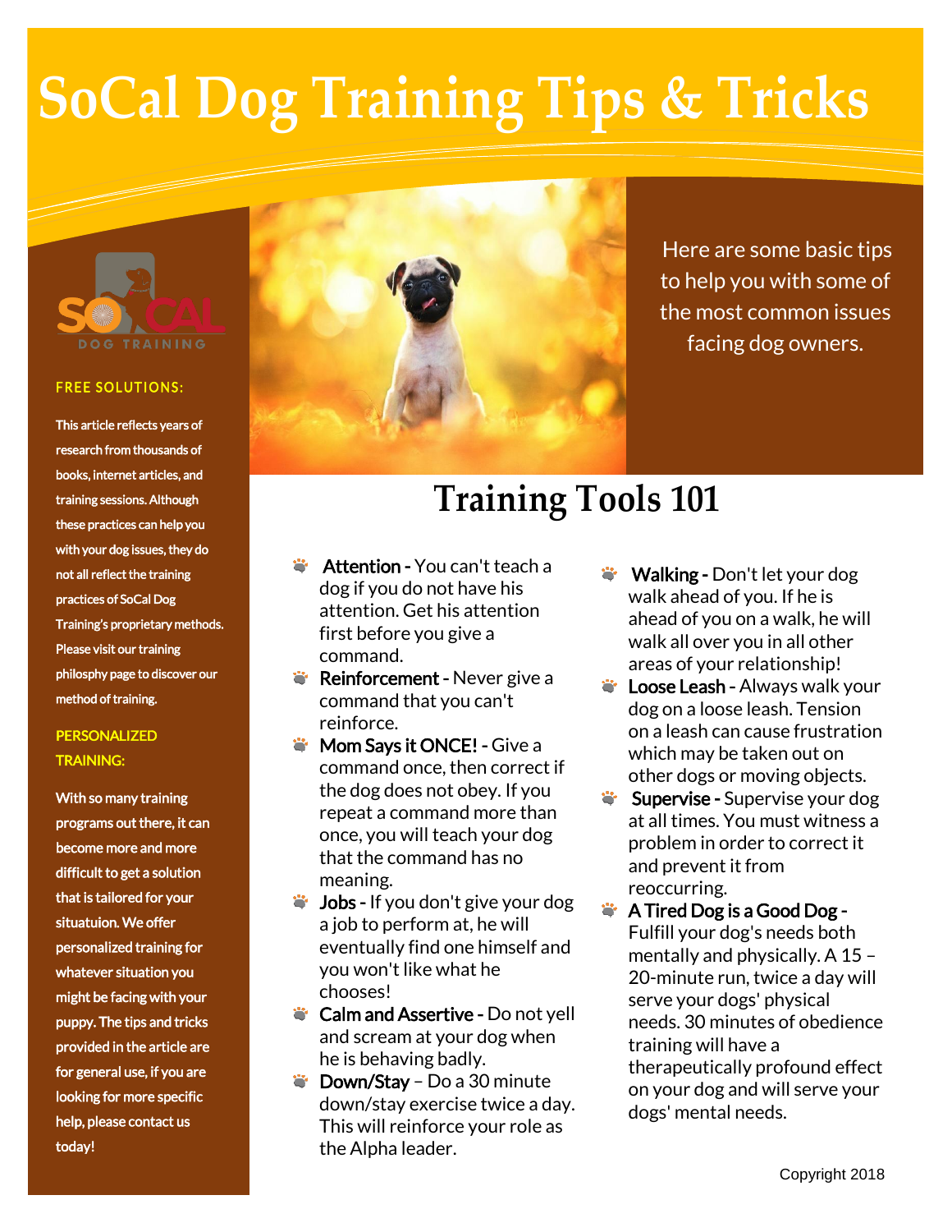# SoCal Dog Training Tips & Tricks

SOCAL DOG TRAINING

**FREE SOLUTIONS:**

This article reflects years of research from thousands of books, internet articles, and training sessions. Although these practices can help you with your dog issues, they do not all reflect the training practices of SoCal Dog Training's proprietary methods. Please visit our training philosphy page to discover our method of training.

**PERSONALIZED TRAINING:**

With so many training programs out there, it can become more and more difficult to get a solution that is tailored for your situatuion. We offer personalized training for whatever situation you might be facing with your puppy. The tips and tricks provided in the article are for general use, if you are looking for more specific help, please contact us today!

Here are some basic tips to help you with some of the most common issues facing dog owners.

## Training Tools 101

- **Attention -** You can't teach a dog if you do not have his attention. Get his attention first before you give a command.
- **Reinforcement -** Never give a command that you can't reinforce.
- **Mom Says it ONCE! -** Give a command once, then correct if the dog does not obey. If you repeat a command more than once, you will teach your dog that the command has no meaning.
- **Jobs -** If you don't give your dog a job to perform at, he will eventually find one himself and you won't like what he chooses!
- **Calm and Assertive -** Do not yell and scream at your dog when he is behaving badly.
- **Down/Stay** – Do a 30 minute down/stay exercise twice a day. This will reinforce your role as the Alpha leader.
- **Walking -** Don't let your dog walk ahead of you. If he is ahead of you on a walk, he will walk all over you in all other areas of your relationship!
- **Loose Leash -** Always walk your dog on a loose leash. Tension on a leash can cause frustration which may be taken out on other dogs or moving objects.
- **Supervise -** Supervise your dog at all times. You must witness a problem in order to correct it and prevent it from reoccurring.
- **A Tired Dog is a Good Dog -** Fulfill your dog's needs both mentally and physically. A 15 – 20-minute run, twice a day will serve your dogs' physical needs. 30 minutes of obedience training will have a therapeutically profound effect on your dog and will serve your dogs' mental needs.

Copyright 2018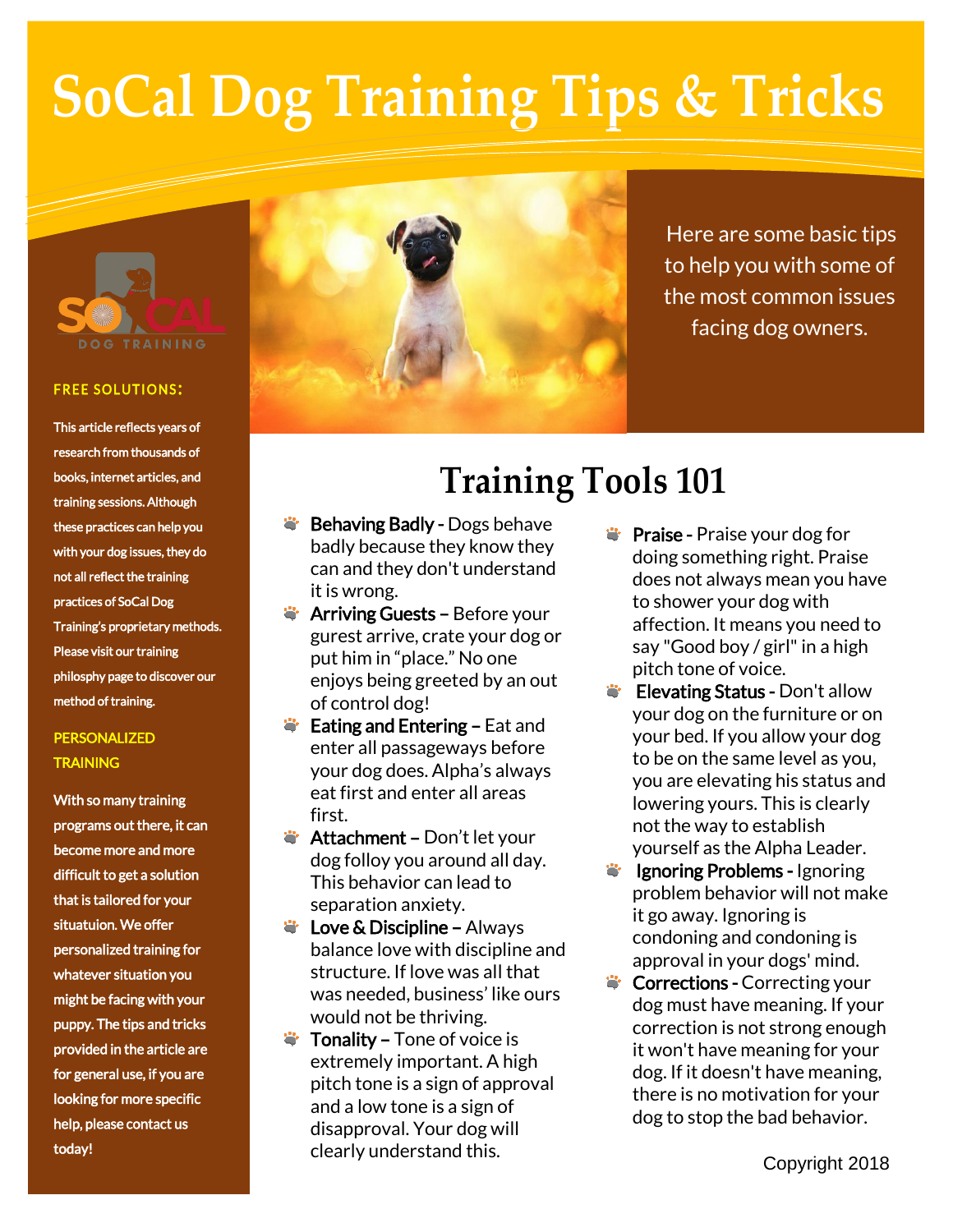# SoCal Dog Training Tips & Tricks

Here are some basic tips to help you with some of the most common issues facing dog owners.

SOCAL DOG TRAINING

**FREE SOLUTIONS:**

This article reflects years of research from thousands of books, internet articles, and training sessions. Although these practices can help you with your dog issues, they do not all reflect the training practices of SoCal Dog Training's proprietary methods. Please visit our training philosphy page to discover our method of training.

**PERSONALIZED TRAINING**

With so many training programs out there, it can become more and more difficult to get a solution that is tailored for your situatuion. We offer personalized training for whatever situation you might be facing with your puppy. The tips and tricks provided in the article are for general use, if you are looking for more specific help, please contact us today!

## Training Tools 101

- **Behaving Badly -** Dogs behave badly because they know they can and they don't understand it is wrong.
- **Arriving Guests –** Before your gurest arrive, crate your dog or put him in "place." No one enjoys being greeted by an out of control dog!
- **Eating and Entering –** Eat and enter all passageways before your dog does. Alpha's always eat first and enter all areas first.
- **Attachment –** Don't let your dog folloy you around all day. This behavior can lead to separation anxiety.
- **Love & Discipline –** Always balance love with discipline and structure. If love was all that was needed, business' like ours would not be thriving.
- **Tonality –** Tone of voice is extremely important. A high pitch tone is a sign of approval and a low tone is a sign of disapproval. Your dog will clearly understand this.
- **Praise -** Praise your dog for doing something right. Praise does not always mean you have to shower your dog with affection. It means you need to say "Good boy / girl" in a high pitch tone of voice.
- **Elevating Status -** Don't allow your dog on the furniture or on your bed. If you allow your dog to be on the same level as you, you are elevating his status and lowering yours. This is clearly not the way to establish yourself as the Alpha Leader.
- **Ignoring Problems -** Ignoring problem behavior will not make it go away. Ignoring is condoning and condoning is approval in your dogs' mind.
- **Corrections -** Correcting your dog must have meaning. If your correction is not strong enough it won't have meaning for your dog. If it doesn't have meaning, there is no motivation for your dog to stop the bad behavior.

Copyright 2018